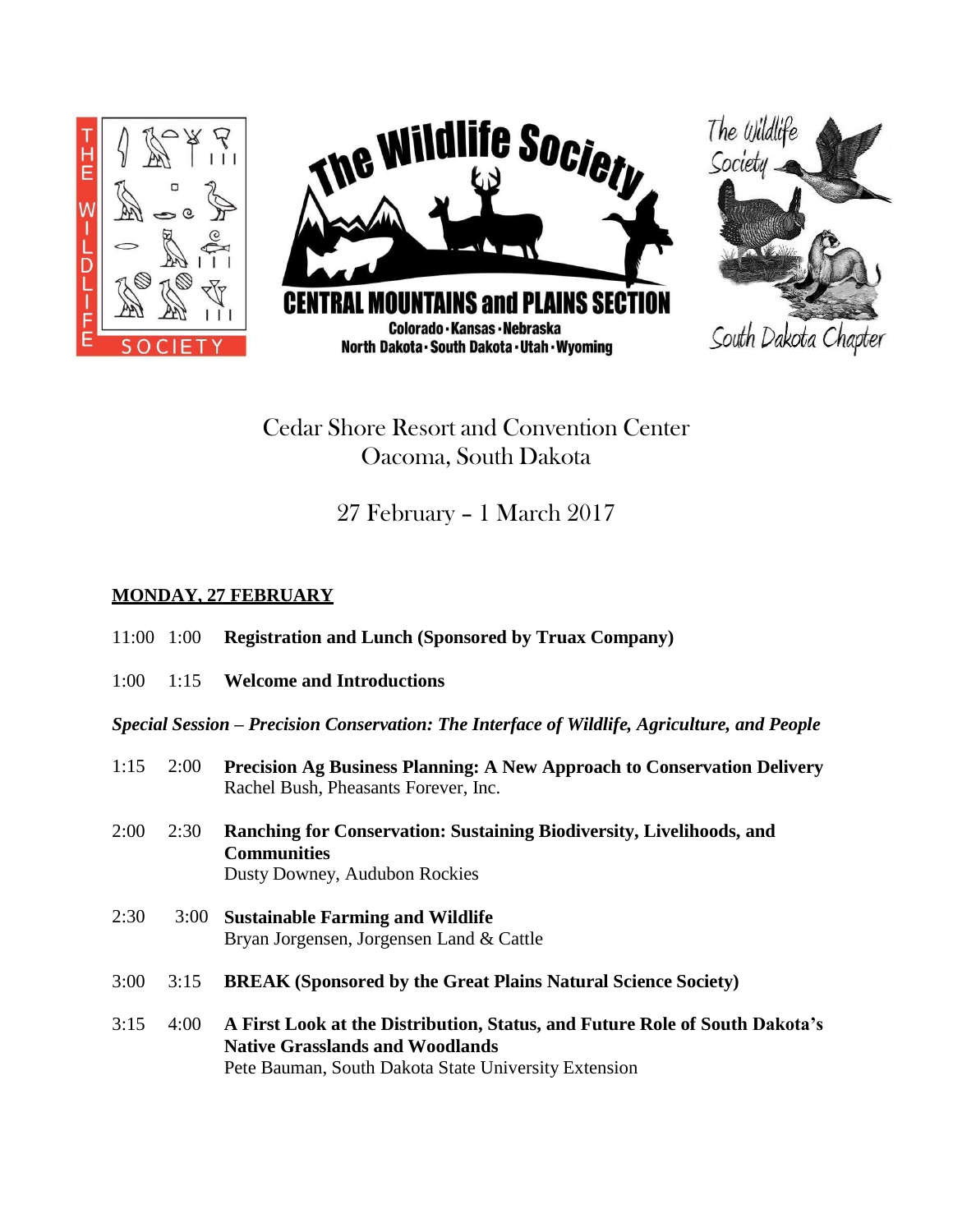The Wildlife Society

Central Mountains and Plains Section

Colorado · Kansas · Nebraska
North Dakota · South Dakota · Utah · Wyoming

The Wildlife Society South Dakota Chapter

Cedar Shore Resort and Convention Center
Oacoma, South Dakota

27 February – 1 March 2017

**MONDAY, 27 FEBRUARY**

11:00 1:00 **Registration and Lunch (Sponsored by Truax Company)**

1:00 1:15 **Welcome and Introductions**

***Special Session – Precision Conservation: The Interface of Wildlife, Agriculture, and People***

1:15 2:00 **Precision Ag Business Planning: A New Approach to Conservation Delivery**
Rachel Bush, Pheasants Forever, Inc.

2:00 2:30 **Ranching for Conservation: Sustaining Biodiversity, Livelihoods, and Communities**
Dusty Downey, Audubon Rockies

2:30 3:00 **Sustainable Farming and Wildlife**
Bryan Jorgensen, Jorgensen Land & Cattle

3:00 3:15 **BREAK (Sponsored by the Great Plains Natural Science Society)**

3:15 4:00 **A First Look at the Distribution, Status, and Future Role of South Dakota's Native Grasslands and Woodlands**
Pete Bauman, South Dakota State University Extension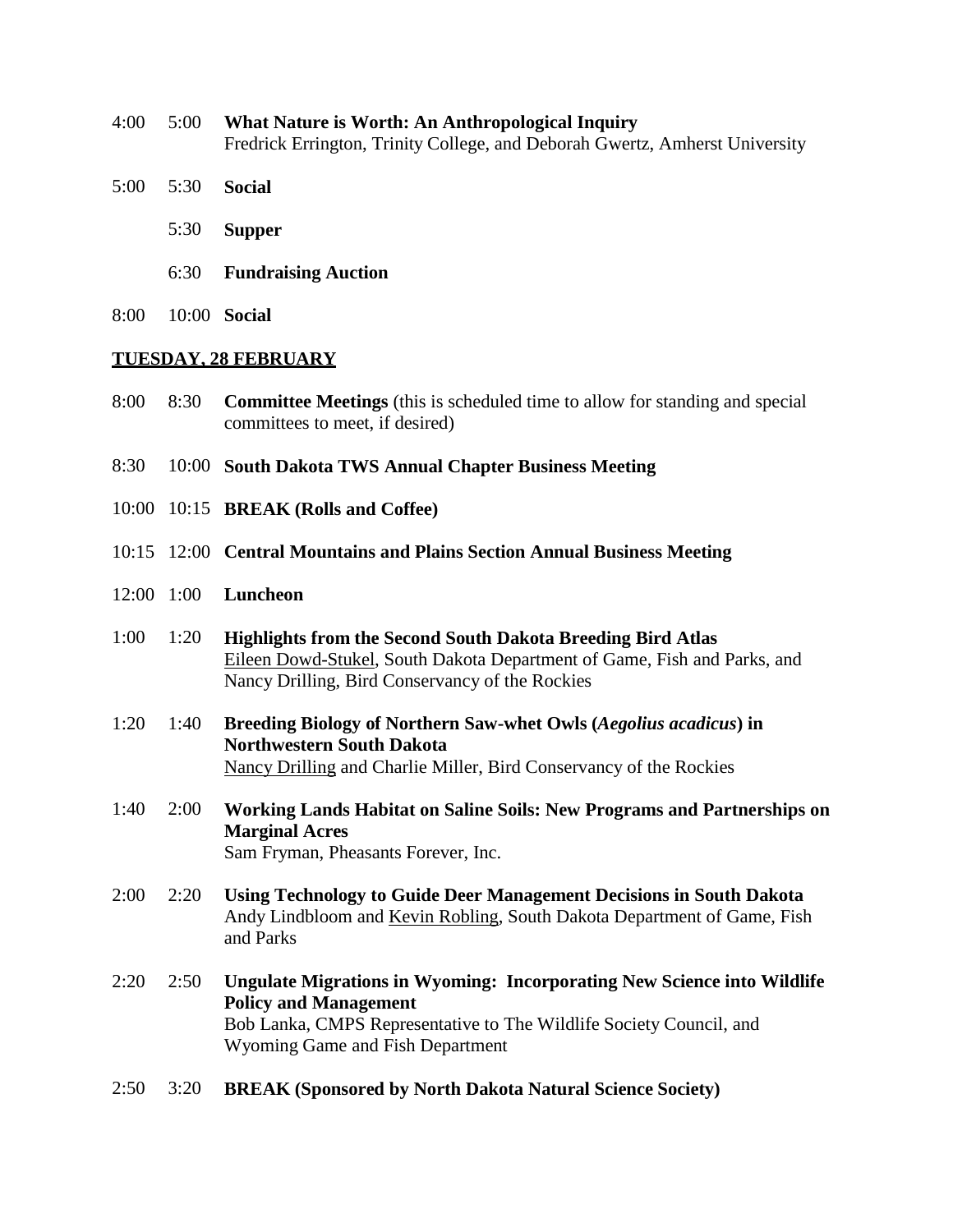4:00 5:00 **What Nature is Worth: An Anthropological Inquiry**
Fredrick Errington, Trinity College, and Deborah Gwertz, Amherst University

5:00 5:30 **Social**

5:30 **Supper**

6:30 **Fundraising Auction**

8:00 10:00 **Social**

## TUESDAY, 28 FEBRUARY

8:00 8:30 **Committee Meetings** (this is scheduled time to allow for standing and special committees to meet, if desired)

8:30 10:00 **South Dakota TWS Annual Chapter Business Meeting**

10:00 10:15 **BREAK (Rolls and Coffee)**

10:15 12:00 **Central Mountains and Plains Section Annual Business Meeting**

12:00 1:00 **Luncheon**

1:00 1:20 **Highlights from the Second South Dakota Breeding Bird Atlas**
Eileen Dowd-Stukel, South Dakota Department of Game, Fish and Parks, and Nancy Drilling, Bird Conservancy of the Rockies

1:20 1:40 **Breeding Biology of Northern Saw-whet Owls (*Aegolius acadicus*) in Northwestern South Dakota**
Nancy Drilling and Charlie Miller, Bird Conservancy of the Rockies

1:40 2:00 **Working Lands Habitat on Saline Soils: New Programs and Partnerships on Marginal Acres**
Sam Fryman, Pheasants Forever, Inc.

2:00 2:20 **Using Technology to Guide Deer Management Decisions in South Dakota**
Andy Lindbloom and Kevin Robling, South Dakota Department of Game, Fish and Parks

2:20 2:50 **Ungulate Migrations in Wyoming: Incorporating New Science into Wildlife Policy and Management**
Bob Lanka, CMPS Representative to The Wildlife Society Council, and Wyoming Game and Fish Department

2:50 3:20 **BREAK (Sponsored by North Dakota Natural Science Society)**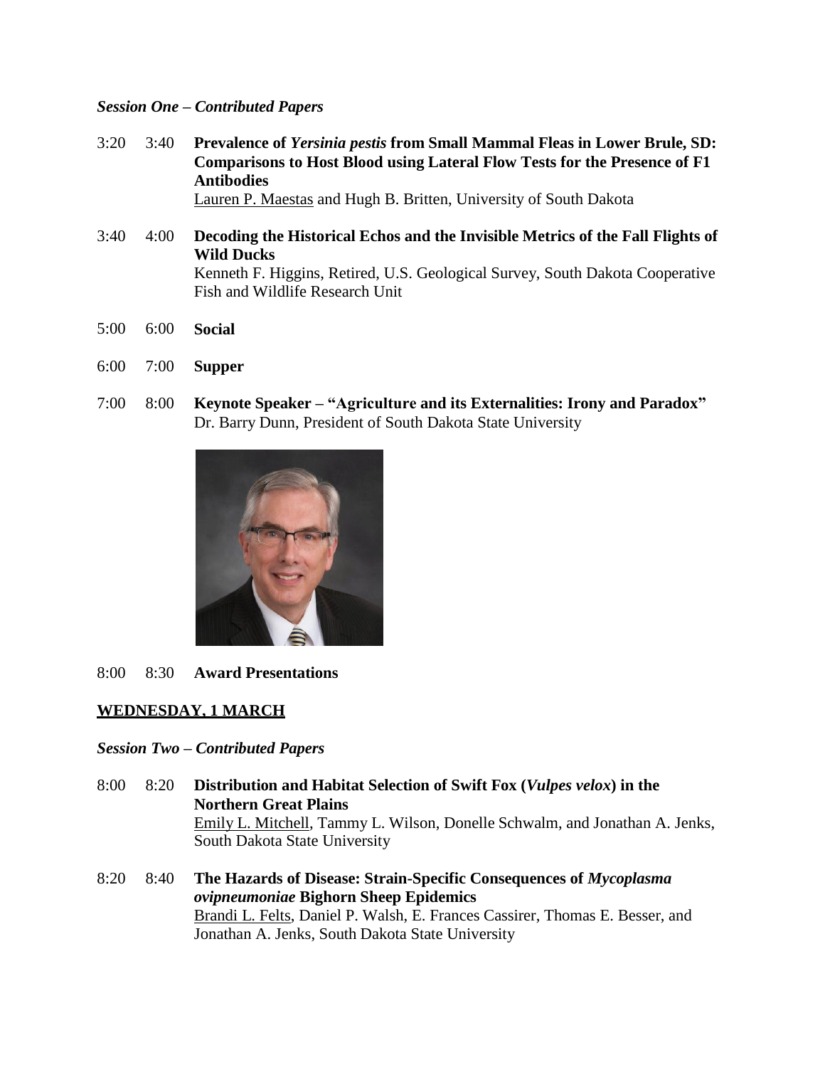*Session One – Contributed Papers*

3:20 3:40 **Prevalence of *Yersinia pestis* from Small Mammal Fleas in Lower Brule, SD: Comparisons to Host Blood using Lateral Flow Tests for the Presence of F1 Antibodies**
Lauren P. Maestas and Hugh B. Britten, University of South Dakota

3:40 4:00 **Decoding the Historical Echos and the Invisible Metrics of the Fall Flights of Wild Ducks**
Kenneth F. Higgins, Retired, U.S. Geological Survey, South Dakota Cooperative Fish and Wildlife Research Unit

5:00 6:00 **Social**

6:00 7:00 **Supper**

7:00 8:00 **Keynote Speaker – "Agriculture and its Externalities: Irony and Paradox"**
Dr. Barry Dunn, President of South Dakota State University

8:00 8:30 **Award Presentations**

## WEDNESDAY, 1 MARCH

*Session Two – Contributed Papers*

8:00 8:20 **Distribution and Habitat Selection of Swift Fox (*Vulpes velox*) in the Northern Great Plains**
Emily L. Mitchell, Tammy L. Wilson, Donelle Schwalm, and Jonathan A. Jenks, South Dakota State University

8:20 8:40 **The Hazards of Disease: Strain-Specific Consequences of *Mycoplasma ovipneumoniae* Bighorn Sheep Epidemics**
Brandi L. Felts, Daniel P. Walsh, E. Frances Cassirer, Thomas E. Besser, and Jonathan A. Jenks, South Dakota State University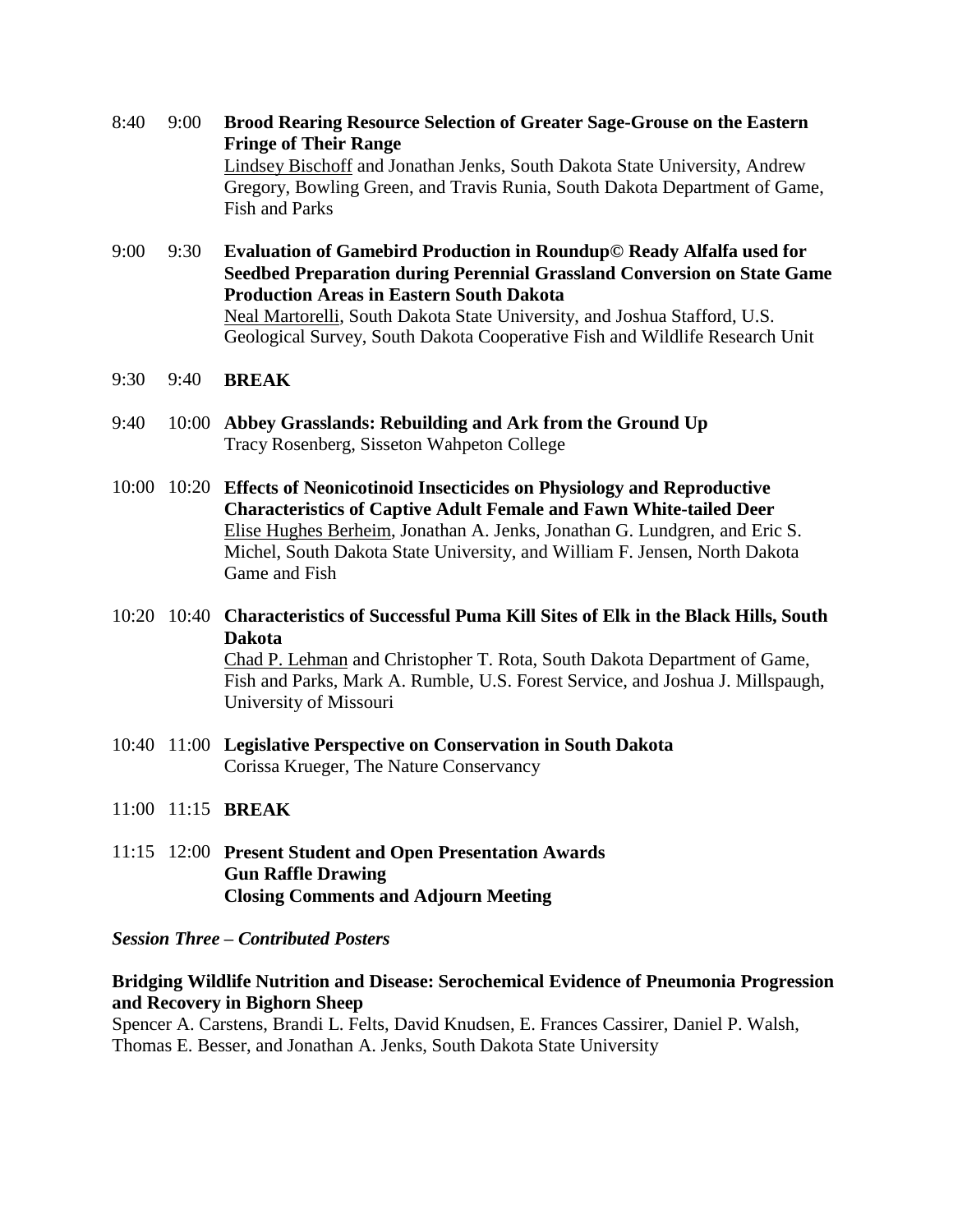8:40 9:00 **Brood Rearing Resource Selection of Greater Sage-Grouse on the Eastern Fringe of Their Range**
Lindsey Bischoff and Jonathan Jenks, South Dakota State University, Andrew Gregory, Bowling Green, and Travis Runia, South Dakota Department of Game, Fish and Parks

9:00 9:30 **Evaluation of Gamebird Production in Roundup© Ready Alfalfa used for Seedbed Preparation during Perennial Grassland Conversion on State Game Production Areas in Eastern South Dakota**
Neal Martorelli, South Dakota State University, and Joshua Stafford, U.S. Geological Survey, South Dakota Cooperative Fish and Wildlife Research Unit

9:30 9:40 **BREAK**

9:40 10:00 **Abbey Grasslands: Rebuilding and Ark from the Ground Up**
Tracy Rosenberg, Sisseton Wahpeton College

10:00 10:20 **Effects of Neonicotinoid Insecticides on Physiology and Reproductive Characteristics of Captive Adult Female and Fawn White-tailed Deer**
Elise Hughes Berheim, Jonathan A. Jenks, Jonathan G. Lundgren, and Eric S. Michel, South Dakota State University, and William F. Jensen, North Dakota Game and Fish

10:20 10:40 **Characteristics of Successful Puma Kill Sites of Elk in the Black Hills, South Dakota**
Chad P. Lehman and Christopher T. Rota, South Dakota Department of Game, Fish and Parks, Mark A. Rumble, U.S. Forest Service, and Joshua J. Millspaugh, University of Missouri

10:40 11:00 **Legislative Perspective on Conservation in South Dakota**
Corissa Krueger, The Nature Conservancy

11:00 11:15 **BREAK**

11:15 12:00 **Present Student and Open Presentation Awards**
**Gun Raffle Drawing**
**Closing Comments and Adjourn Meeting**

***Session Three – Contributed Posters***

**Bridging Wildlife Nutrition and Disease: Serochemical Evidence of Pneumonia Progression and Recovery in Bighorn Sheep**
Spencer A. Carstens, Brandi L. Felts, David Knudsen, E. Frances Cassirer, Daniel P. Walsh, Thomas E. Besser, and Jonathan A. Jenks, South Dakota State University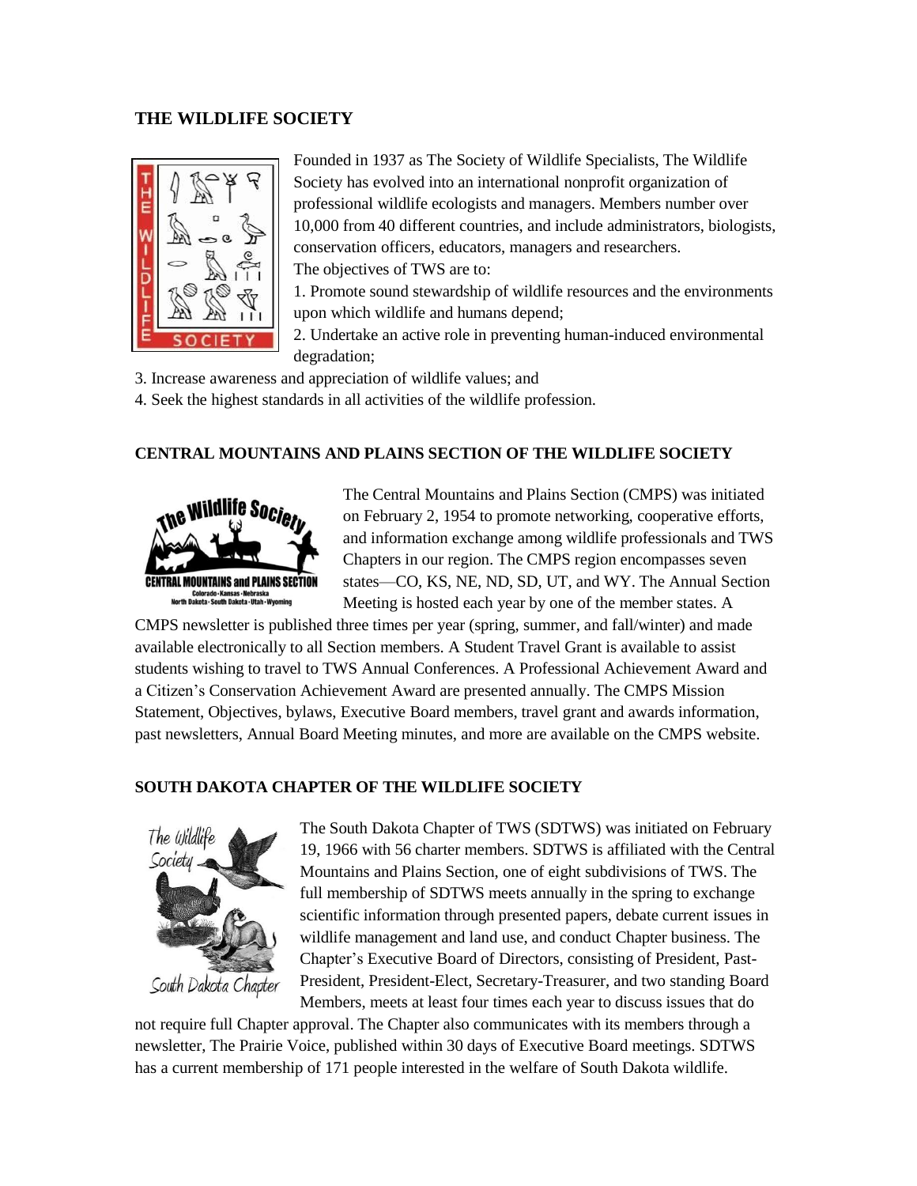## THE WILDLIFE SOCIETY

Founded in 1937 as The Society of Wildlife Specialists, The Wildlife Society has evolved into an international nonprofit organization of professional wildlife ecologists and managers. Members number over 10,000 from 40 different countries, and include administrators, biologists, conservation officers, educators, managers and researchers.

The objectives of TWS are to:

1. Promote sound stewardship of wildlife resources and the environments upon which wildlife and humans depend;
2. Undertake an active role in preventing human-induced environmental degradation;
3. Increase awareness and appreciation of wildlife values; and
4. Seek the highest standards in all activities of the wildlife profession.

## CENTRAL MOUNTAINS AND PLAINS SECTION OF THE WILDLIFE SOCIETY

The Central Mountains and Plains Section (CMPS) was initiated on February 2, 1954 to promote networking, cooperative efforts, and information exchange among wildlife professionals and TWS Chapters in our region. The CMPS region encompasses seven states—CO, KS, NE, ND, SD, UT, and WY. The Annual Section Meeting is hosted each year by one of the member states. A CMPS newsletter is published three times per year (spring, summer, and fall/winter) and made available electronically to all Section members. A Student Travel Grant is available to assist students wishing to travel to TWS Annual Conferences. A Professional Achievement Award and a Citizen's Conservation Achievement Award are presented annually. The CMPS Mission Statement, Objectives, bylaws, Executive Board members, travel grant and awards information, past newsletters, Annual Board Meeting minutes, and more are available on the CMPS website.

## SOUTH DAKOTA CHAPTER OF THE WILDLIFE SOCIETY

The South Dakota Chapter of TWS (SDTWS) was initiated on February 19, 1966 with 56 charter members. SDTWS is affiliated with the Central Mountains and Plains Section, one of eight subdivisions of TWS. The full membership of SDTWS meets annually in the spring to exchange scientific information through presented papers, debate current issues in wildlife management and land use, and conduct Chapter business. The Chapter's Executive Board of Directors, consisting of President, Past-President, President-Elect, Secretary-Treasurer, and two standing Board Members, meets at least four times each year to discuss issues that do not require full Chapter approval. The Chapter also communicates with its members through a newsletter, The Prairie Voice, published within 30 days of Executive Board meetings. SDTWS has a current membership of 171 people interested in the welfare of South Dakota wildlife.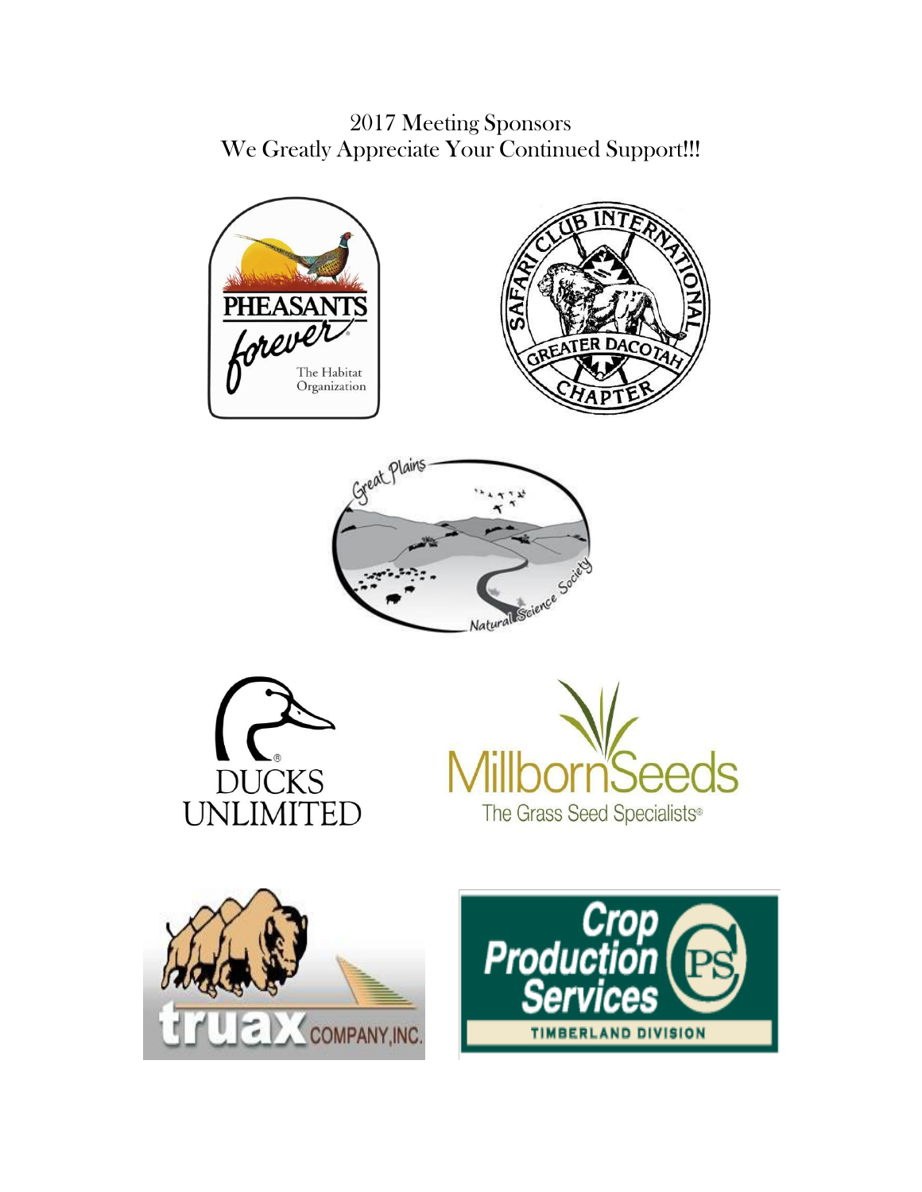2017 Meeting Sponsors

We Greatly Appreciate Your Continued Support!!!

PHEASANTS forever

The Habitat Organization

SAFARI CLUB INTERNATIONAL

GREATER DACOTAH CHAPTER

Great Plains Natural Science Society

DUCKS UNLIMITED

MillbornSeeds

The Grass Seed Specialists®

truax COMPANY,INC.

Crop Production Services

TIMBERLAND DIVISION